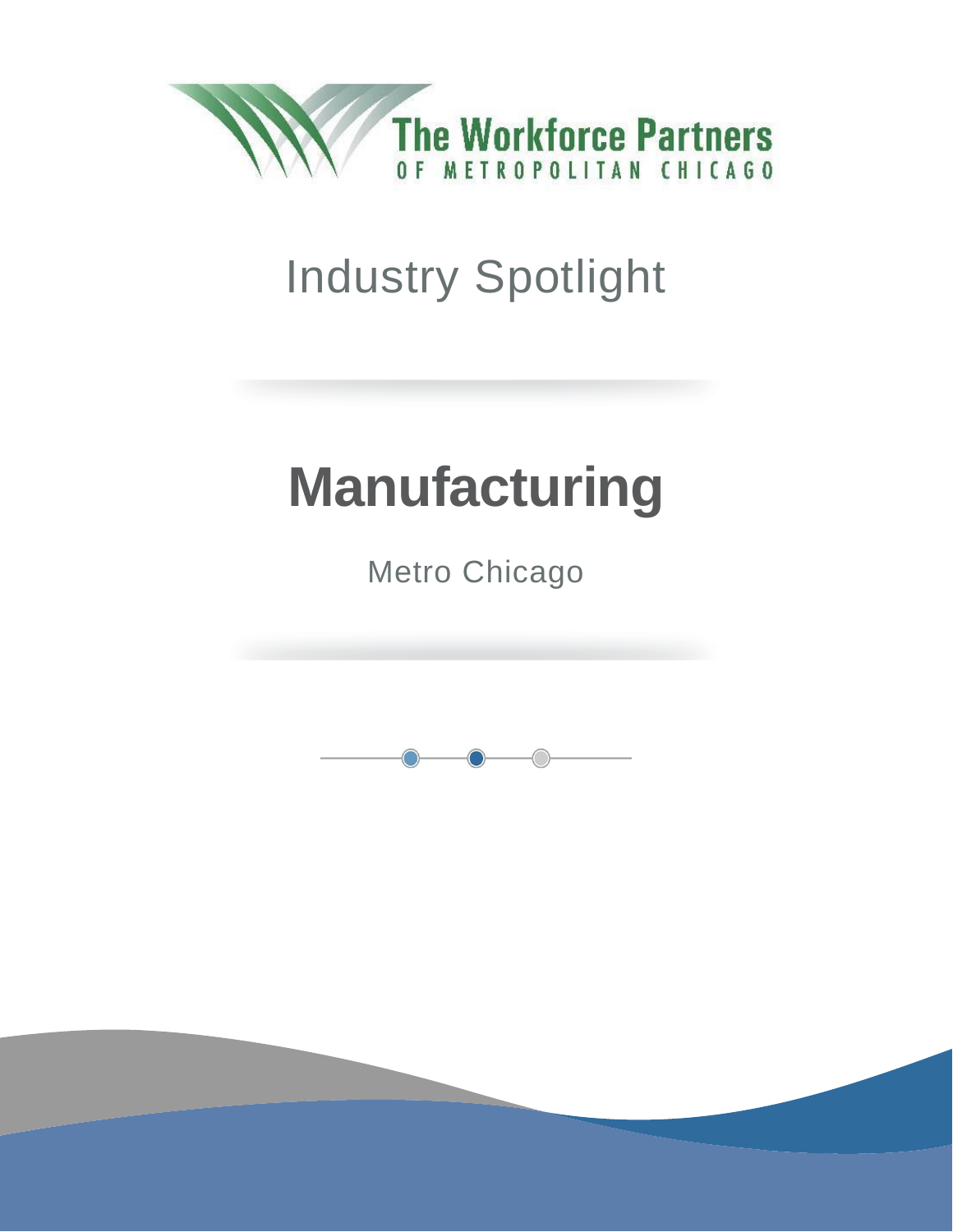The Workforce Partners
OF METROPOLITAN CHICAGO

Industry Spotlight

# Manufacturing

Metro Chicago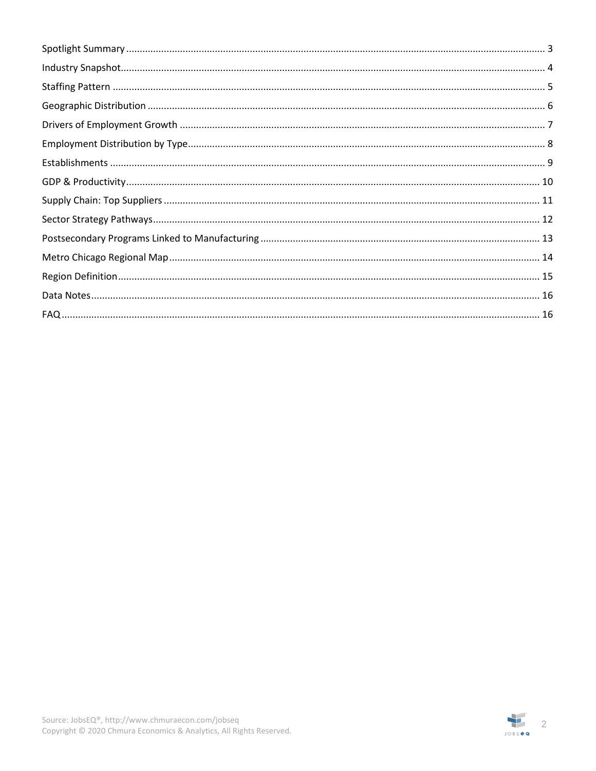Spotlight Summary ........................................................................ 3
Industry Snapshot ........................................................................ 4
Staffing Pattern ........................................................................ 5
Geographic Distribution ........................................................................ 6
Drivers of Employment Growth ........................................................................ 7
Employment Distribution by Type ........................................................................ 8
Establishments ........................................................................ 9
GDP & Productivity ........................................................................ 10
Supply Chain: Top Suppliers ........................................................................ 11
Sector Strategy Pathways ........................................................................ 12
Postsecondary Programs Linked to Manufacturing ........................................................................ 13
Metro Chicago Regional Map ........................................................................ 14
Region Definition ........................................................................ 15
Data Notes ........................................................................ 16
FAQ ........................................................................ 16

Source: JobsEQ®, http://www.chmuraecon.com/jobseq
Copyright © 2020 Chmura Economics & Analytics, All Rights Reserved.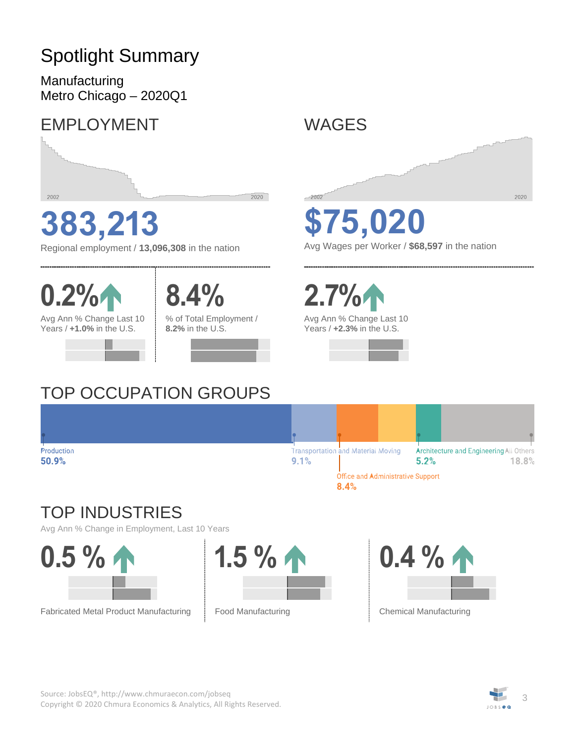# Spotlight Summary

Manufacturing
Metro Chicago – 2020Q1

## EMPLOYMENT

2002 2020

**383,213**

Regional employment / **13,096,308** in the nation

**0.2%**

Avg Ann % Change Last 10 Years / **+1.0%** in the U.S.

**8.4%**

% of Total Employment / **8.2%** in the U.S.

## WAGES

2002 2020

**$75,020**

Avg Wages per Worker / **$68,597** in the nation

**2.7%**

Avg Ann % Change Last 10 Years / **+2.3%** in the U.S.

## TOP OCCUPATION GROUPS

| Occupation Group | Share |
|---|---|
| Production | 50.9% |
| Transportation and Material Moving | 9.1% |
| Office and Administrative Support | 8.4% |
| Architecture and Engineering | 5.2% |
| All Others | 18.8% |

## TOP INDUSTRIES

Avg Ann % Change in Employment, Last 10 Years

**0.5 %**

Fabricated Metal Product Manufacturing

**1.5 %**

Food Manufacturing

**0.4 %**

Chemical Manufacturing

Source: JobsEQ®, http://www.chmuraecon.com/jobseq
Copyright © 2020 Chmura Economics & Analytics, All Rights Reserved.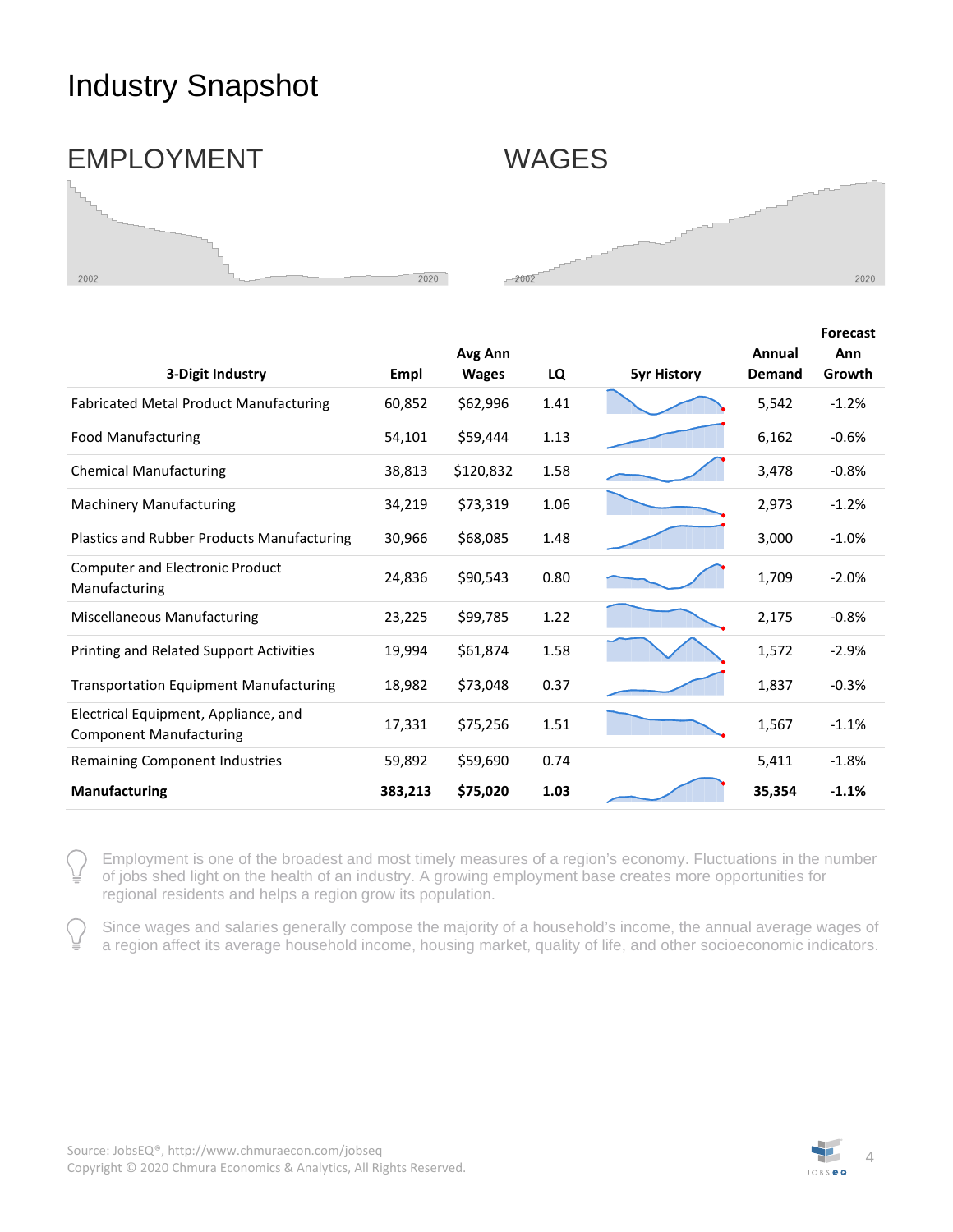# Industry Snapshot

## EMPLOYMENT

2002 2020

## WAGES

2002 2020

| 3-Digit Industry | Empl | Avg Ann Wages | LQ | 5yr History | Annual Demand | Forecast Ann Growth |
|---|---|---|---|---|---|---|
| Fabricated Metal Product Manufacturing | 60,852 | $62,996 | 1.41 | | 5,542 | -1.2% |
| Food Manufacturing | 54,101 | $59,444 | 1.13 | | 6,162 | -0.6% |
| Chemical Manufacturing | 38,813 | $120,832 | 1.58 | | 3,478 | -0.8% |
| Machinery Manufacturing | 34,219 | $73,319 | 1.06 | | 2,973 | -1.2% |
| Plastics and Rubber Products Manufacturing | 30,966 | $68,085 | 1.48 | | 3,000 | -1.0% |
| Computer and Electronic Product Manufacturing | 24,836 | $90,543 | 0.80 | | 1,709 | -2.0% |
| Miscellaneous Manufacturing | 23,225 | $99,785 | 1.22 | | 2,175 | -0.8% |
| Printing and Related Support Activities | 19,994 | $61,874 | 1.58 | | 1,572 | -2.9% |
| Transportation Equipment Manufacturing | 18,982 | $73,048 | 0.37 | | 1,837 | -0.3% |
| Electrical Equipment, Appliance, and Component Manufacturing | 17,331 | $75,256 | 1.51 | | 1,567 | -1.1% |
| Remaining Component Industries | 59,892 | $59,690 | 0.74 | | 5,411 | -1.8% |
| **Manufacturing** | **383,213** | **$75,020** | **1.03** | | **35,354** | **-1.1%** |

Employment is one of the broadest and most timely measures of a region's economy. Fluctuations in the number of jobs shed light on the health of an industry. A growing employment base creates more opportunities for regional residents and helps a region grow its population.

Since wages and salaries generally compose the majority of a household's income, the annual average wages of a region affect its average household income, housing market, quality of life, and other socioeconomic indicators.

Source: JobsEQ®, http://www.chmuraecon.com/jobseq
Copyright © 2020 Chmura Economics & Analytics, All Rights Reserved.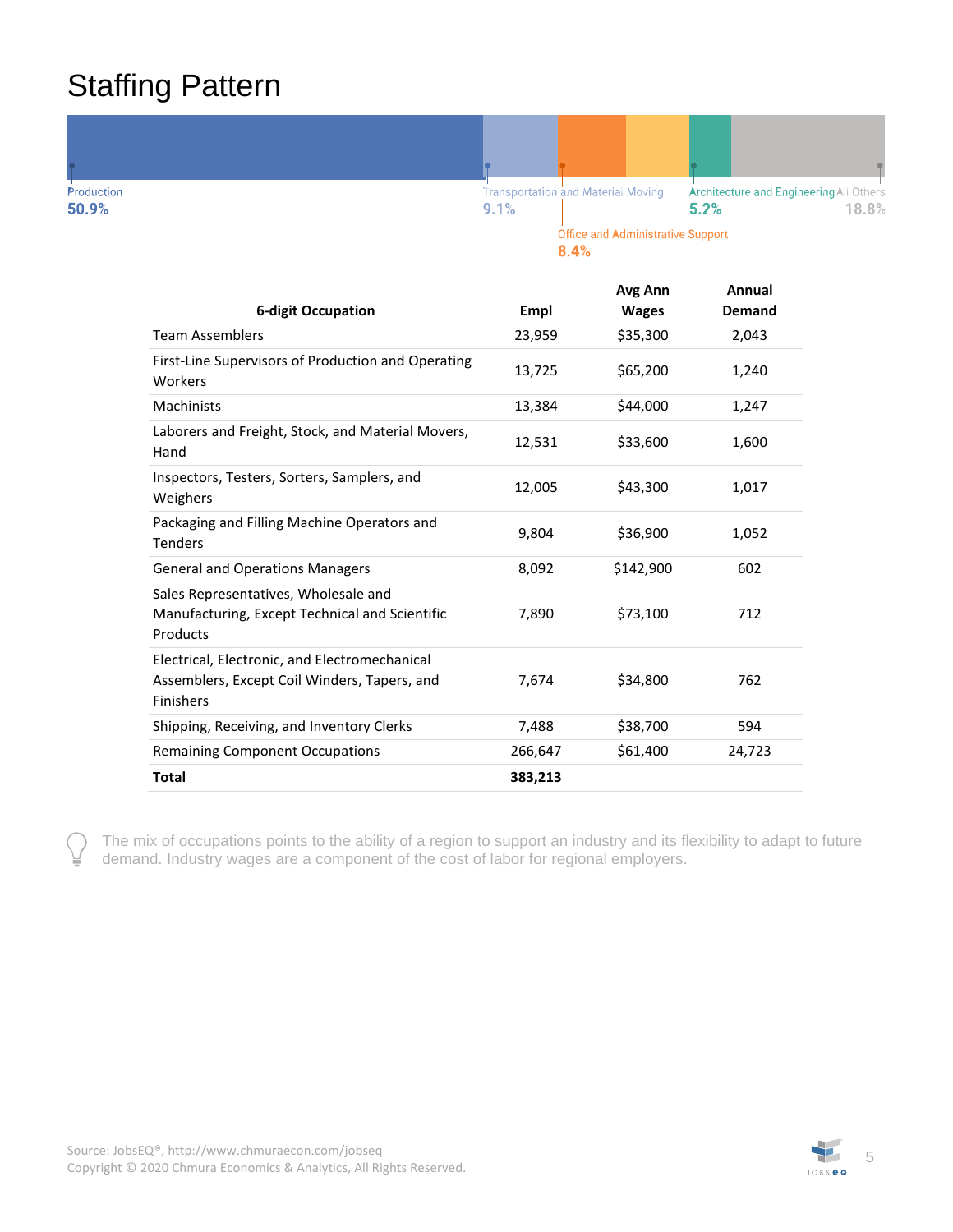# Staffing Pattern

Production 50.9%

Transportation and Material Moving 9.1%

Office and Administrative Support 8.4%

Architecture and Engineering 5.2%

All Others 18.8%

| 6-digit Occupation | Empl | Avg Ann Wages | Annual Demand |
|---|---|---|---|
| Team Assemblers | 23,959 | $35,300 | 2,043 |
| First-Line Supervisors of Production and Operating Workers | 13,725 | $65,200 | 1,240 |
| Machinists | 13,384 | $44,000 | 1,247 |
| Laborers and Freight, Stock, and Material Movers, Hand | 12,531 | $33,600 | 1,600 |
| Inspectors, Testers, Sorters, Samplers, and Weighers | 12,005 | $43,300 | 1,017 |
| Packaging and Filling Machine Operators and Tenders | 9,804 | $36,900 | 1,052 |
| General and Operations Managers | 8,092 | $142,900 | 602 |
| Sales Representatives, Wholesale and Manufacturing, Except Technical and Scientific Products | 7,890 | $73,100 | 712 |
| Electrical, Electronic, and Electromechanical Assemblers, Except Coil Winders, Tapers, and Finishers | 7,674 | $34,800 | 762 |
| Shipping, Receiving, and Inventory Clerks | 7,488 | $38,700 | 594 |
| Remaining Component Occupations | 266,647 | $61,400 | 24,723 |
| **Total** | **383,213** | | |

The mix of occupations points to the ability of a region to support an industry and its flexibility to adapt to future demand. Industry wages are a component of the cost of labor for regional employers.

Source: JobsEQ®, http://www.chmuraecon.com/jobseq
Copyright © 2020 Chmura Economics & Analytics, All Rights Reserved.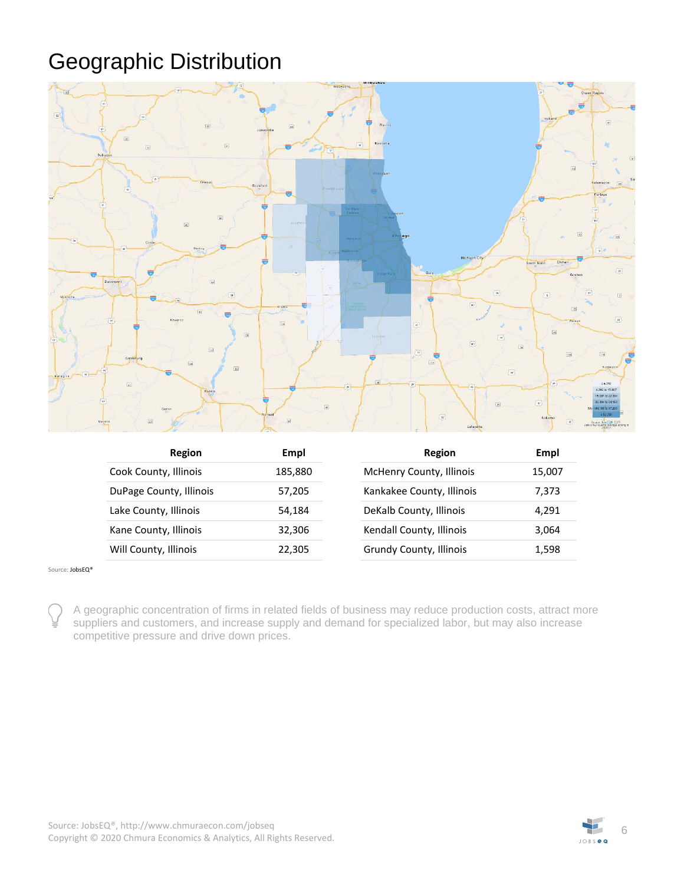# Geographic Distribution

| Region | Empl | Region | Empl |
|---|---|---|---|
| Cook County, Illinois | 185,880 | McHenry County, Illinois | 15,007 |
| DuPage County, Illinois | 57,205 | Kankakee County, Illinois | 7,373 |
| Lake County, Illinois | 54,184 | DeKalb County, Illinois | 4,291 |
| Kane County, Illinois | 32,306 | Kendall County, Illinois | 3,064 |
| Will County, Illinois | 22,305 | Grundy County, Illinois | 1,598 |

Source: JobsEQ®

A geographic concentration of firms in related fields of business may reduce production costs, attract more suppliers and customers, and increase supply and demand for specialized labor, but may also increase competitive pressure and drive down prices.

Source: JobsEQ®, http://www.chmuraecon.com/jobseq
Copyright © 2020 Chmura Economics & Analytics, All Rights Reserved.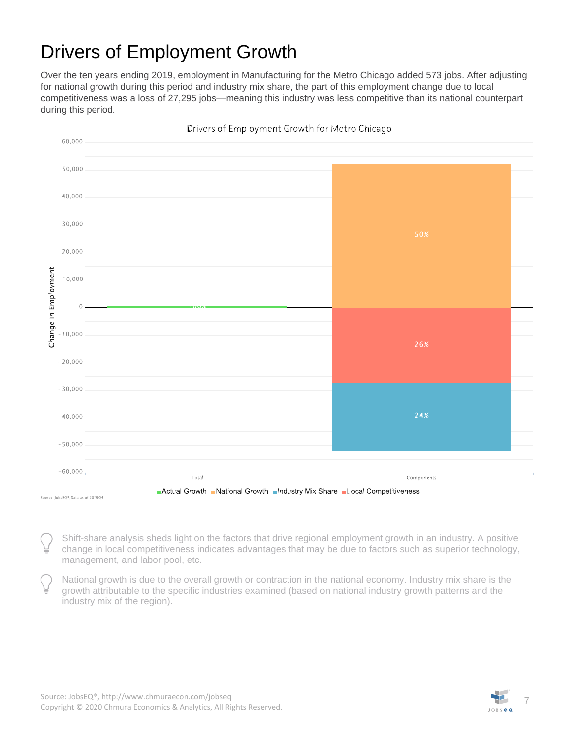# Drivers of Employment Growth

Over the ten years ending 2019, employment in Manufacturing for the Metro Chicago added 573 jobs. After adjusting for national growth during this period and industry mix share, the part of this employment change due to local competitiveness was a loss of 27,295 jobs—meaning this industry was less competitive than its national counterpart during this period.

Drivers of Employment Growth for Metro Chicago

Change in Employment

60,000
50,000
40,000
30,000
20,000
10,000
0
-10,000
-20,000
-30,000
-40,000
-50,000
-60,000

Total | Components

50%
26%
24%

Actual Growth | National Growth | Industry Mix Share | Local Competitiveness

Source: JobsEQ®, Data as of 2019Q4

Shift-share analysis sheds light on the factors that drive regional employment growth in an industry. A positive change in local competitiveness indicates advantages that may be due to factors such as superior technology, management, and labor pool, etc.

National growth is due to the overall growth or contraction in the national economy. Industry mix share is the growth attributable to the specific industries examined (based on national industry growth patterns and the industry mix of the region).

Source: JobsEQ®, http://www.chmuraecon.com/jobseq
Copyright © 2020 Chmura Economics & Analytics, All Rights Reserved.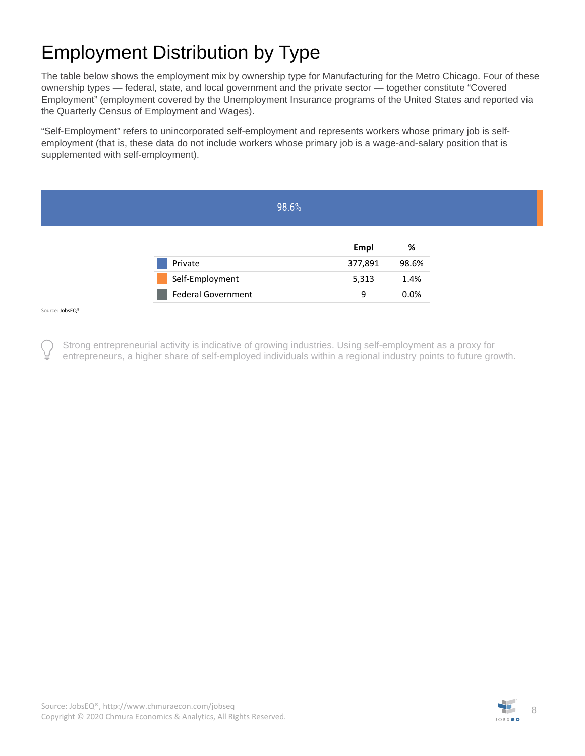# Employment Distribution by Type

The table below shows the employment mix by ownership type for Manufacturing for the Metro Chicago. Four of these ownership types — federal, state, and local government and the private sector — together constitute “Covered Employment” (employment covered by the Unemployment Insurance programs of the United States and reported via the Quarterly Census of Employment and Wages).

“Self-Employment” refers to unincorporated self-employment and represents workers whose primary job is self-employment (that is, these data do not include workers whose primary job is a wage-and-salary position that is supplemented with self-employment).

98.6%

| | Empl | % |
|---|---|---|
| Private | 377,891 | 98.6% |
| Self-Employment | 5,313 | 1.4% |
| Federal Government | 9 | 0.0% |

Source: JobsEQ®

Strong entrepreneurial activity is indicative of growing industries. Using self-employment as a proxy for entrepreneurs, a higher share of self-employed individuals within a regional industry points to future growth.

Source: JobsEQ®, http://www.chmuraecon.com/jobseq
Copyright © 2020 Chmura Economics & Analytics, All Rights Reserved.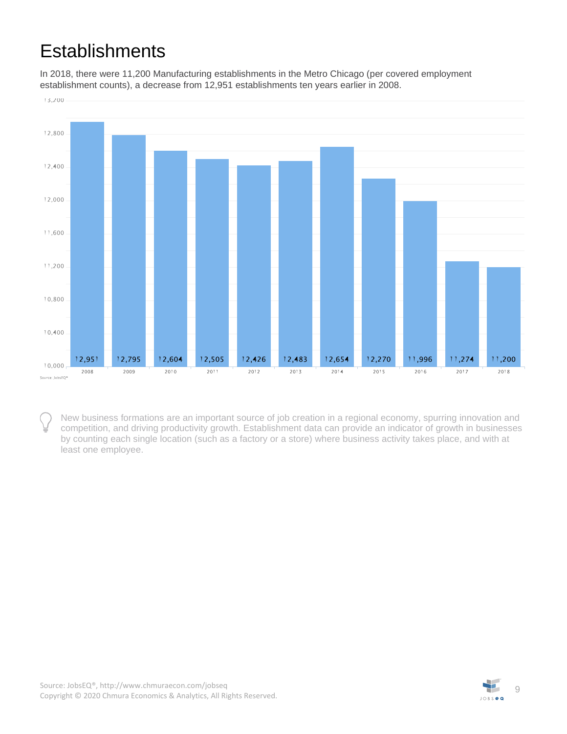# Establishments

In 2018, there were 11,200 Manufacturing establishments in the Metro Chicago (per covered employment establishment counts), a decrease from 12,951 establishments ten years earlier in 2008.

| Year | Establishments |
|---|---|
| 2008 | 12,951 |
| 2009 | 12,795 |
| 2010 | 12,604 |
| 2011 | 12,505 |
| 2012 | 12,426 |
| 2013 | 12,483 |
| 2014 | 12,654 |
| 2015 | 12,270 |
| 2016 | 11,996 |
| 2017 | 11,274 |
| 2018 | 11,200 |

Source: JobsEQ®

New business formations are an important source of job creation in a regional economy, spurring innovation and competition, and driving productivity growth. Establishment data can provide an indicator of growth in businesses by counting each single location (such as a factory or a store) where business activity takes place, and with at least one employee.

Source: JobsEQ®, http://www.chmuraecon.com/jobseq
Copyright © 2020 Chmura Economics & Analytics, All Rights Reserved.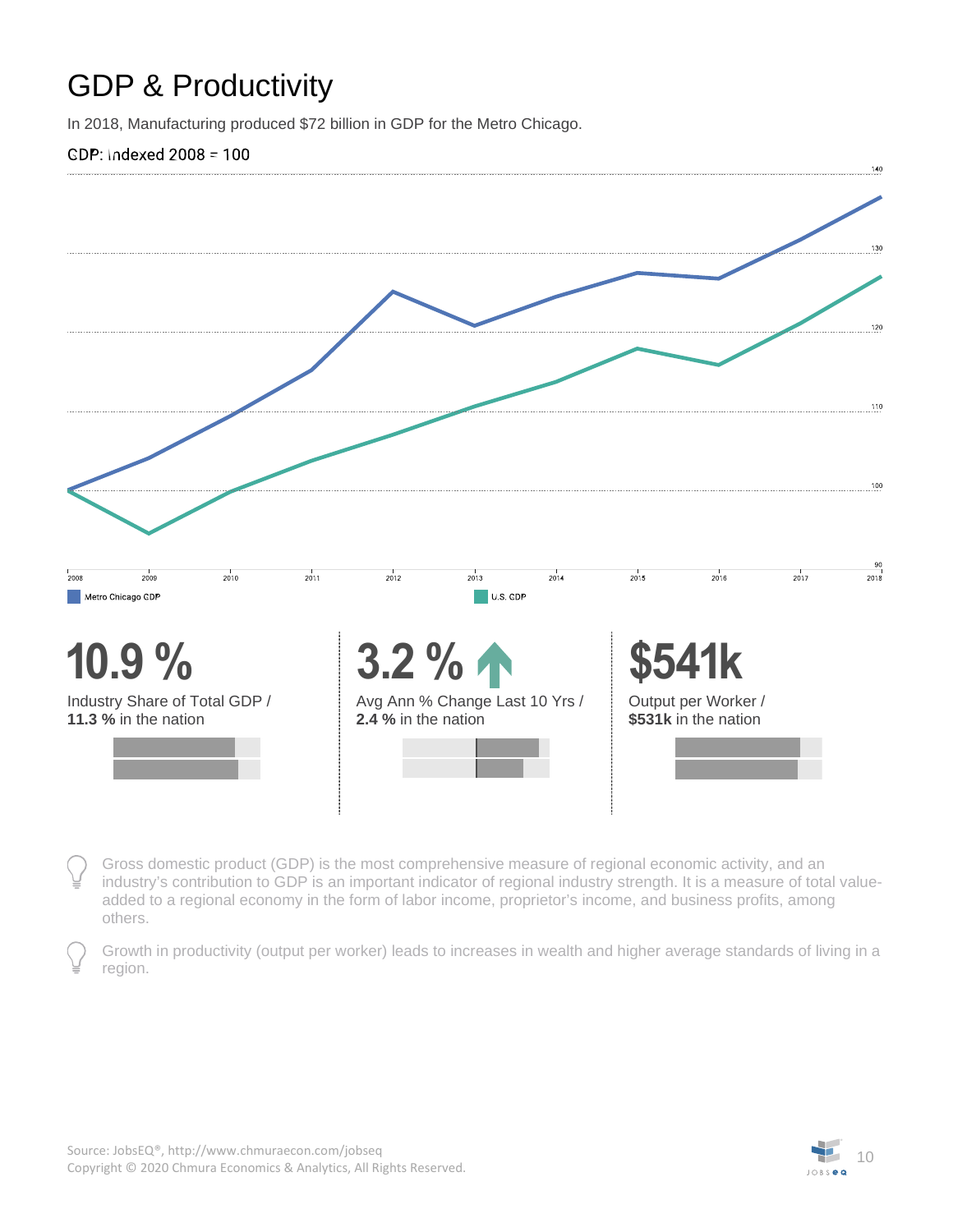# GDP & Productivity

In 2018, Manufacturing produced $72 billion in GDP for the Metro Chicago.

GDP: Indexed 2008 = 100

Metro Chicago GDP | U.S. GDP

**10.9 %**

Industry Share of Total GDP / **11.3 %** in the nation

**3.2 %**

Avg Ann % Change Last 10 Yrs / **2.4 %** in the nation

**$541k**

Output per Worker / **$531k** in the nation

Gross domestic product (GDP) is the most comprehensive measure of regional economic activity, and an industry's contribution to GDP is an important indicator of regional industry strength. It is a measure of total value-added to a regional economy in the form of labor income, proprietor's income, and business profits, among others.

Growth in productivity (output per worker) leads to increases in wealth and higher average standards of living in a region.

Source: JobsEQ®, http://www.chmuraecon.com/jobseq
Copyright © 2020 Chmura Economics & Analytics, All Rights Reserved.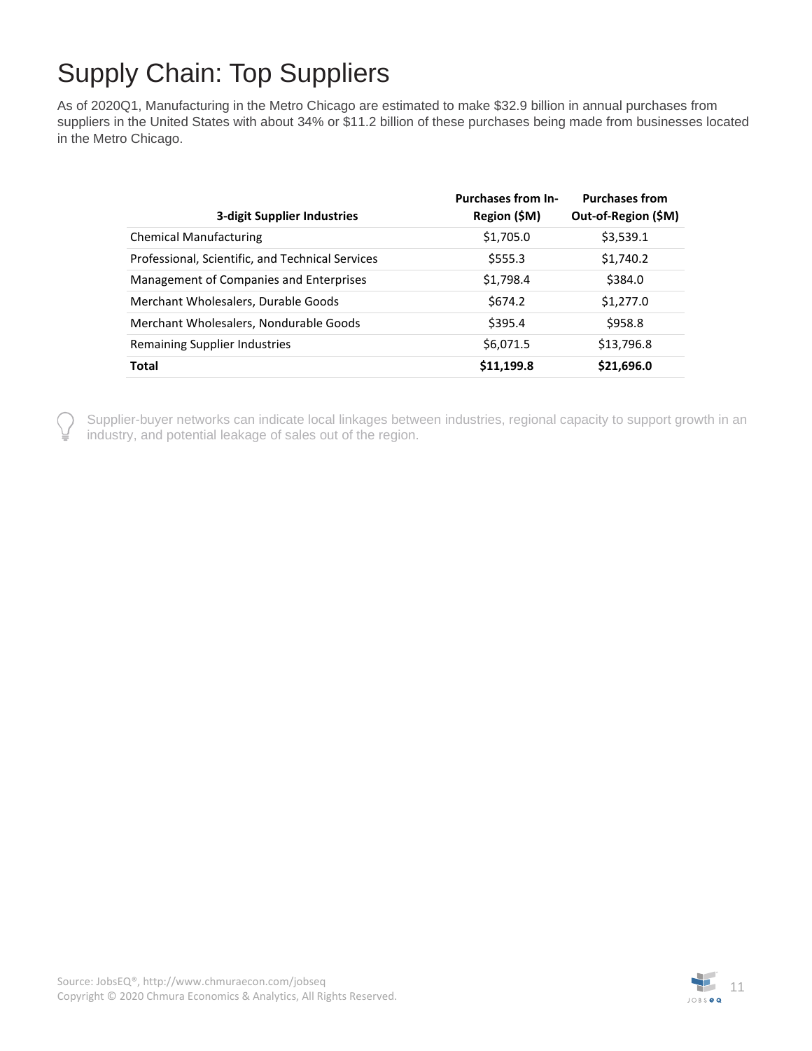# Supply Chain: Top Suppliers

As of 2020Q1, Manufacturing in the Metro Chicago are estimated to make $32.9 billion in annual purchases from suppliers in the United States with about 34% or $11.2 billion of these purchases being made from businesses located in the Metro Chicago.

| 3-digit Supplier Industries | Purchases from In-Region ($M) | Purchases from Out-of-Region ($M) |
|---|---|---|
| Chemical Manufacturing | $1,705.0 | $3,539.1 |
| Professional, Scientific, and Technical Services | $555.3 | $1,740.2 |
| Management of Companies and Enterprises | $1,798.4 | $384.0 |
| Merchant Wholesalers, Durable Goods | $674.2 | $1,277.0 |
| Merchant Wholesalers, Nondurable Goods | $395.4 | $958.8 |
| Remaining Supplier Industries | $6,071.5 | $13,796.8 |
| **Total** | **$11,199.8** | **$21,696.0** |

Supplier-buyer networks can indicate local linkages between industries, regional capacity to support growth in an industry, and potential leakage of sales out of the region.

Source: JobsEQ®, http://www.chmuraecon.com/jobseq
Copyright © 2020 Chmura Economics & Analytics, All Rights Reserved.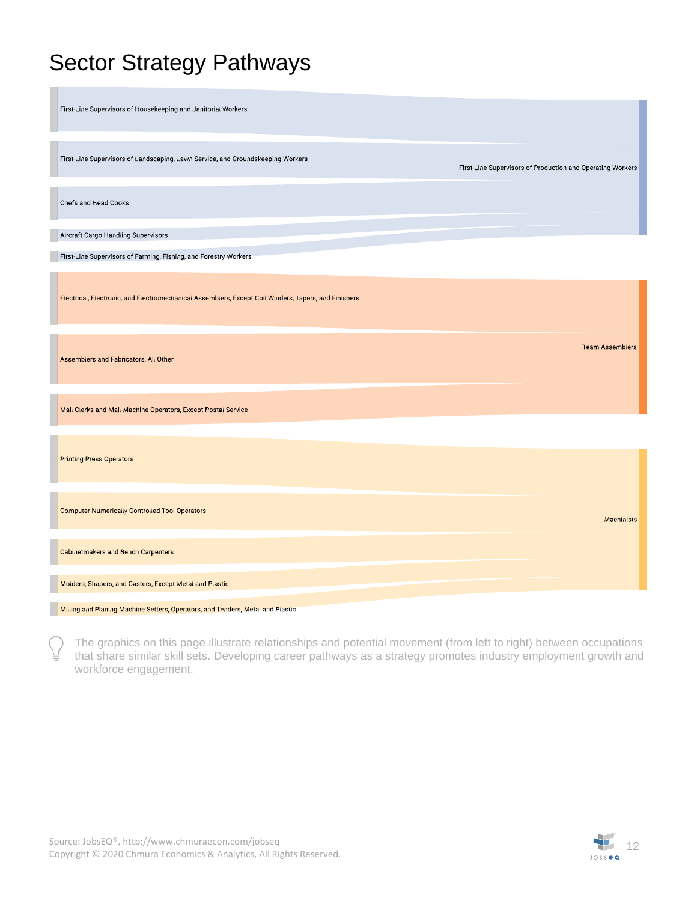# Sector Strategy Pathways

First-Line Supervisors of Housekeeping and Janitorial Workers

First-Line Supervisors of Landscaping, Lawn Service, and Groundskeeping Workers

Chefs and Head Cooks

Aircraft Cargo Handling Supervisors

First-Line Supervisors of Farming, Fishing, and Forestry Workers

First-Line Supervisors of Production and Operating Workers

Electrical, Electronic, and Electromechanical Assemblers, Except Coil Winders, Tapers, and Finishers

Assemblers and Fabricators, All Other

Mail Clerks and Mail Machine Operators, Except Postal Service

Team Assemblers

Printing Press Operators

Computer Numerically Controlled Tool Operators

Cabinetmakers and Bench Carpenters

Molders, Shapers, and Casters, Except Metal and Plastic

Milling and Planing Machine Setters, Operators, and Tenders, Metal and Plastic

Machinists

The graphics on this page illustrate relationships and potential movement (from left to right) between occupations that share similar skill sets. Developing career pathways as a strategy promotes industry employment growth and workforce engagement.

Source: JobsEQ®, http://www.chmuraecon.com/jobseq
Copyright © 2020 Chmura Economics & Analytics, All Rights Reserved.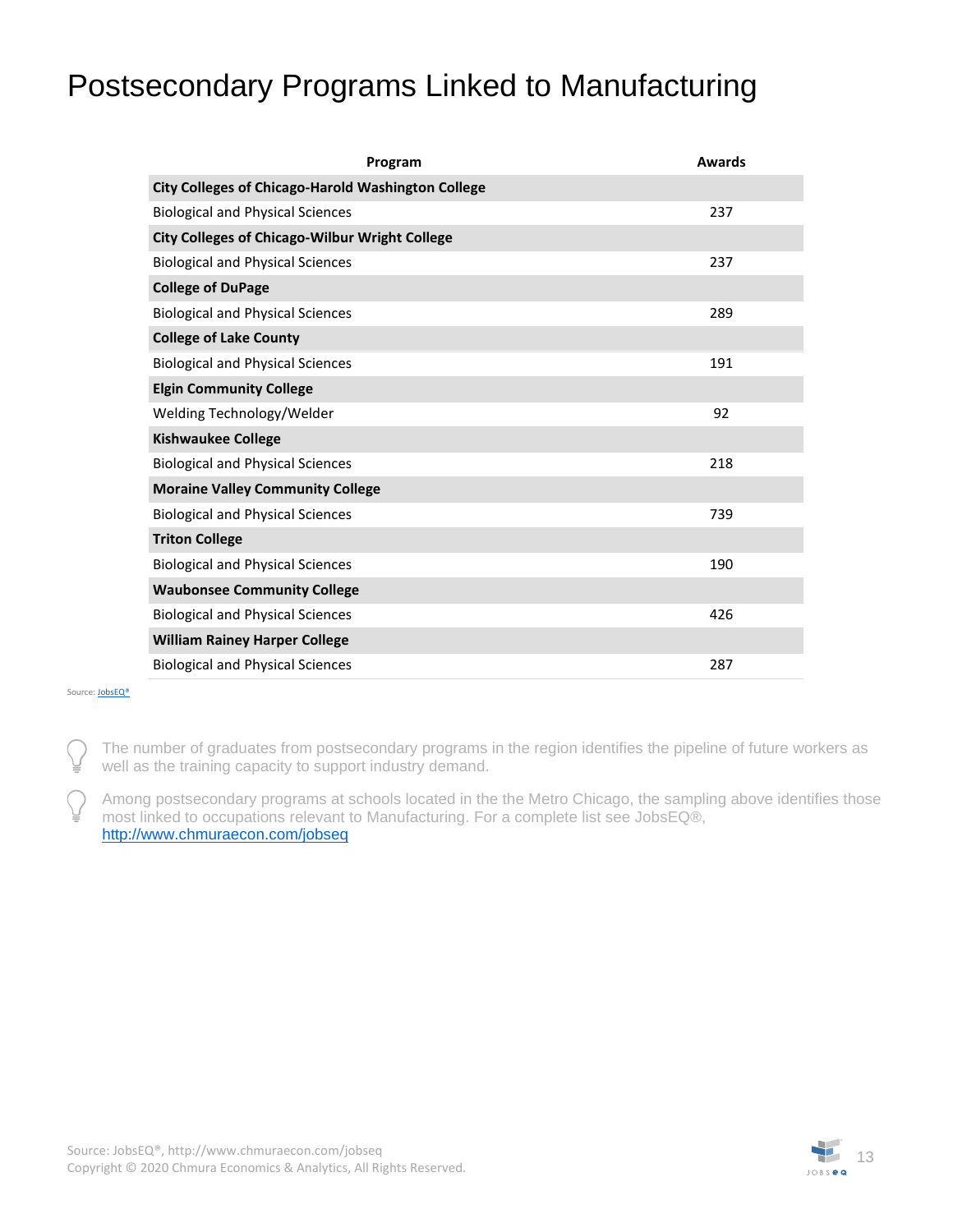# Postsecondary Programs Linked to Manufacturing

| Program | Awards |
|---|---|
| **City Colleges of Chicago-Harold Washington College** | |
| Biological and Physical Sciences | 237 |
| **City Colleges of Chicago-Wilbur Wright College** | |
| Biological and Physical Sciences | 237 |
| **College of DuPage** | |
| Biological and Physical Sciences | 289 |
| **College of Lake County** | |
| Biological and Physical Sciences | 191 |
| **Elgin Community College** | |
| Welding Technology/Welder | 92 |
| **Kishwaukee College** | |
| Biological and Physical Sciences | 218 |
| **Moraine Valley Community College** | |
| Biological and Physical Sciences | 739 |
| **Triton College** | |
| Biological and Physical Sciences | 190 |
| **Waubonsee Community College** | |
| Biological and Physical Sciences | 426 |
| **William Rainey Harper College** | |
| Biological and Physical Sciences | 287 |

Source: JobsEQ®

The number of graduates from postsecondary programs in the region identifies the pipeline of future workers as well as the training capacity to support industry demand.

Among postsecondary programs at schools located in the the Metro Chicago, the sampling above identifies those most linked to occupations relevant to Manufacturing. For a complete list see JobsEQ®, http://www.chmuraecon.com/jobseq

Source: JobsEQ®, http://www.chmuraecon.com/jobseq
Copyright © 2020 Chmura Economics & Analytics, All Rights Reserved.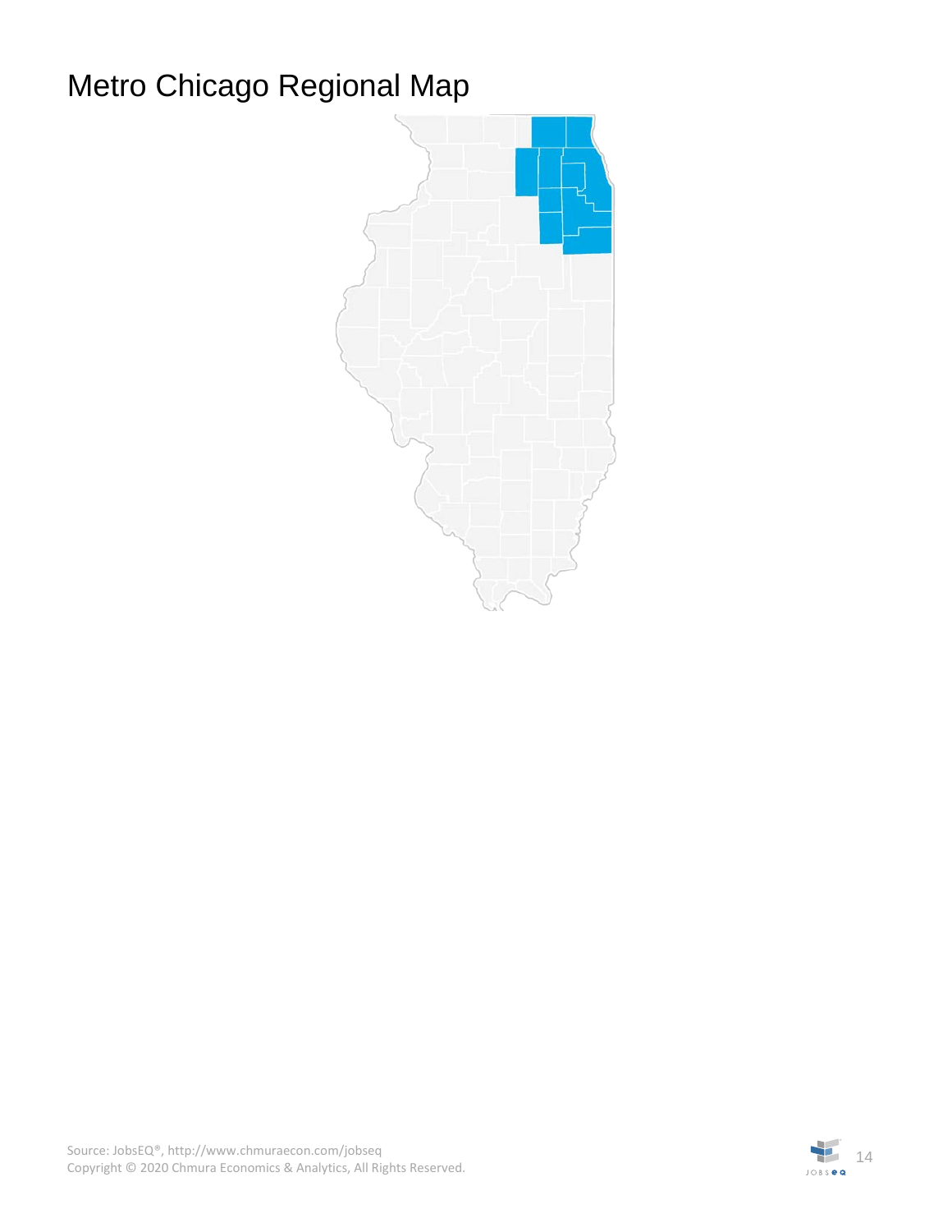# Metro Chicago Regional Map

Source: JobsEQ®, http://www.chmuraecon.com/jobseq
Copyright © 2020 Chmura Economics & Analytics, All Rights Reserved.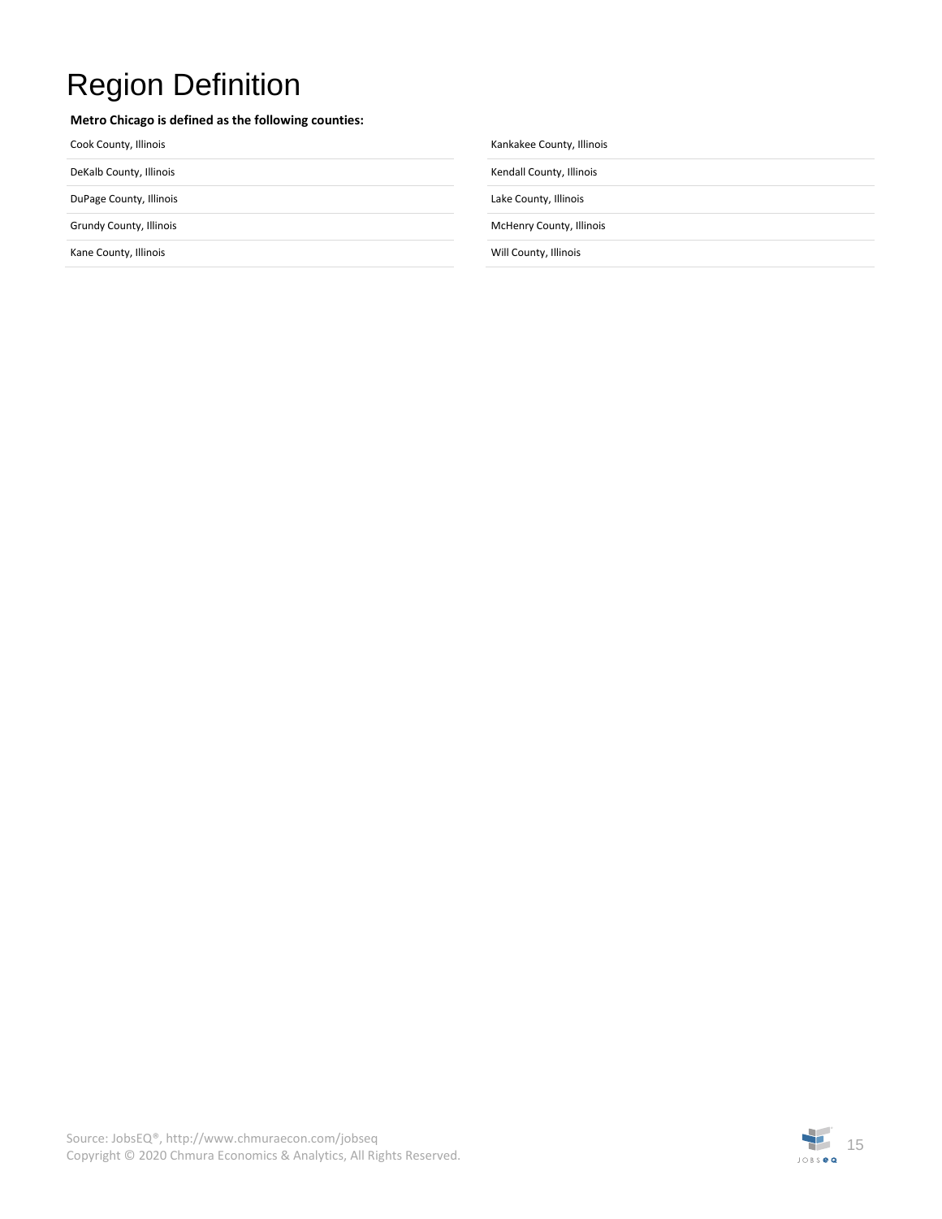# Region Definition

**Metro Chicago is defined as the following counties:**

| | |
|---|---|
| Cook County, Illinois | Kankakee County, Illinois |
| DeKalb County, Illinois | Kendall County, Illinois |
| DuPage County, Illinois | Lake County, Illinois |
| Grundy County, Illinois | McHenry County, Illinois |
| Kane County, Illinois | Will County, Illinois |

Source: JobsEQ®, http://www.chmuraecon.com/jobseq
Copyright © 2020 Chmura Economics & Analytics, All Rights Reserved.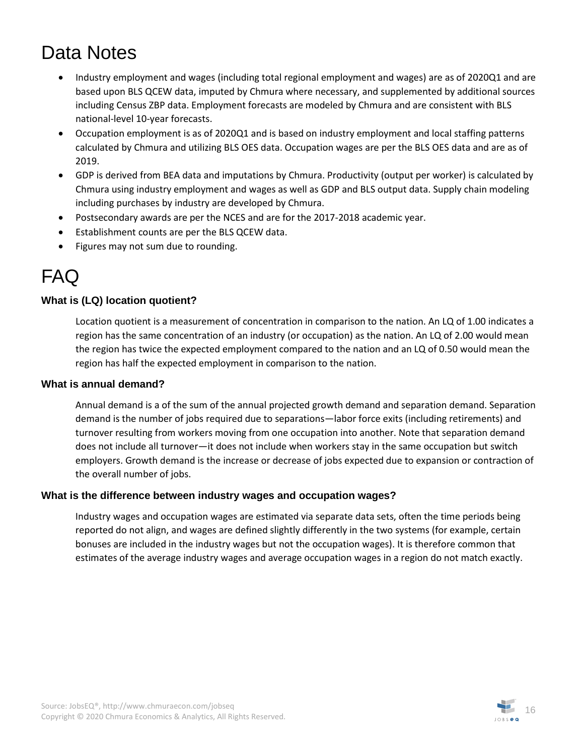# Data Notes

- Industry employment and wages (including total regional employment and wages) are as of 2020Q1 and are based upon BLS QCEW data, imputed by Chmura where necessary, and supplemented by additional sources including Census ZBP data. Employment forecasts are modeled by Chmura and are consistent with BLS national-level 10-year forecasts.
- Occupation employment is as of 2020Q1 and is based on industry employment and local staffing patterns calculated by Chmura and utilizing BLS OES data. Occupation wages are per the BLS OES data and are as of 2019.
- GDP is derived from BEA data and imputations by Chmura. Productivity (output per worker) is calculated by Chmura using industry employment and wages as well as GDP and BLS output data. Supply chain modeling including purchases by industry are developed by Chmura.
- Postsecondary awards are per the NCES and are for the 2017-2018 academic year.
- Establishment counts are per the BLS QCEW data.
- Figures may not sum due to rounding.

# FAQ

### What is (LQ) location quotient?

Location quotient is a measurement of concentration in comparison to the nation. An LQ of 1.00 indicates a region has the same concentration of an industry (or occupation) as the nation. An LQ of 2.00 would mean the region has twice the expected employment compared to the nation and an LQ of 0.50 would mean the region has half the expected employment in comparison to the nation.

### What is annual demand?

Annual demand is a of the sum of the annual projected growth demand and separation demand. Separation demand is the number of jobs required due to separations—labor force exits (including retirements) and turnover resulting from workers moving from one occupation into another. Note that separation demand does not include all turnover—it does not include when workers stay in the same occupation but switch employers. Growth demand is the increase or decrease of jobs expected due to expansion or contraction of the overall number of jobs.

### What is the difference between industry wages and occupation wages?

Industry wages and occupation wages are estimated via separate data sets, often the time periods being reported do not align, and wages are defined slightly differently in the two systems (for example, certain bonuses are included in the industry wages but not the occupation wages). It is therefore common that estimates of the average industry wages and average occupation wages in a region do not match exactly.